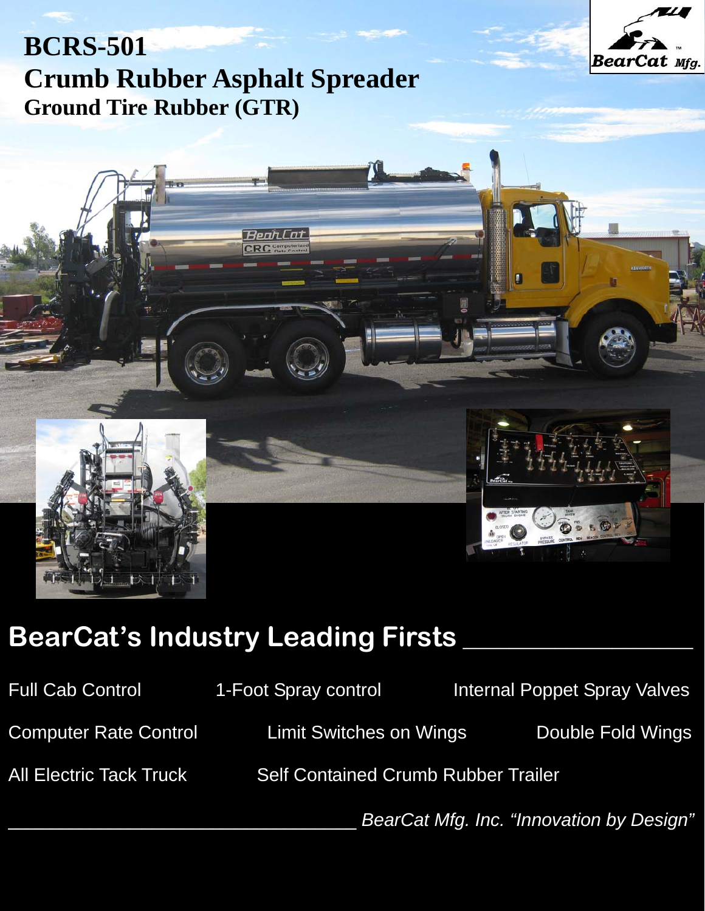# BCRS-501
# Crumb Rubber Asphalt Spreader
## Ground Tire Rubber (GTR)

## BearCat's Industry Leading Firsts

Full Cab Control
1-Foot Spray control
Internal Poppet Spray Valves
Computer Rate Control
Limit Switches on Wings
Double Fold Wings
All Electric Tack Truck
Self Contained Crumb Rubber Trailer

*BearCat Mfg. Inc. "Innovation by Design"*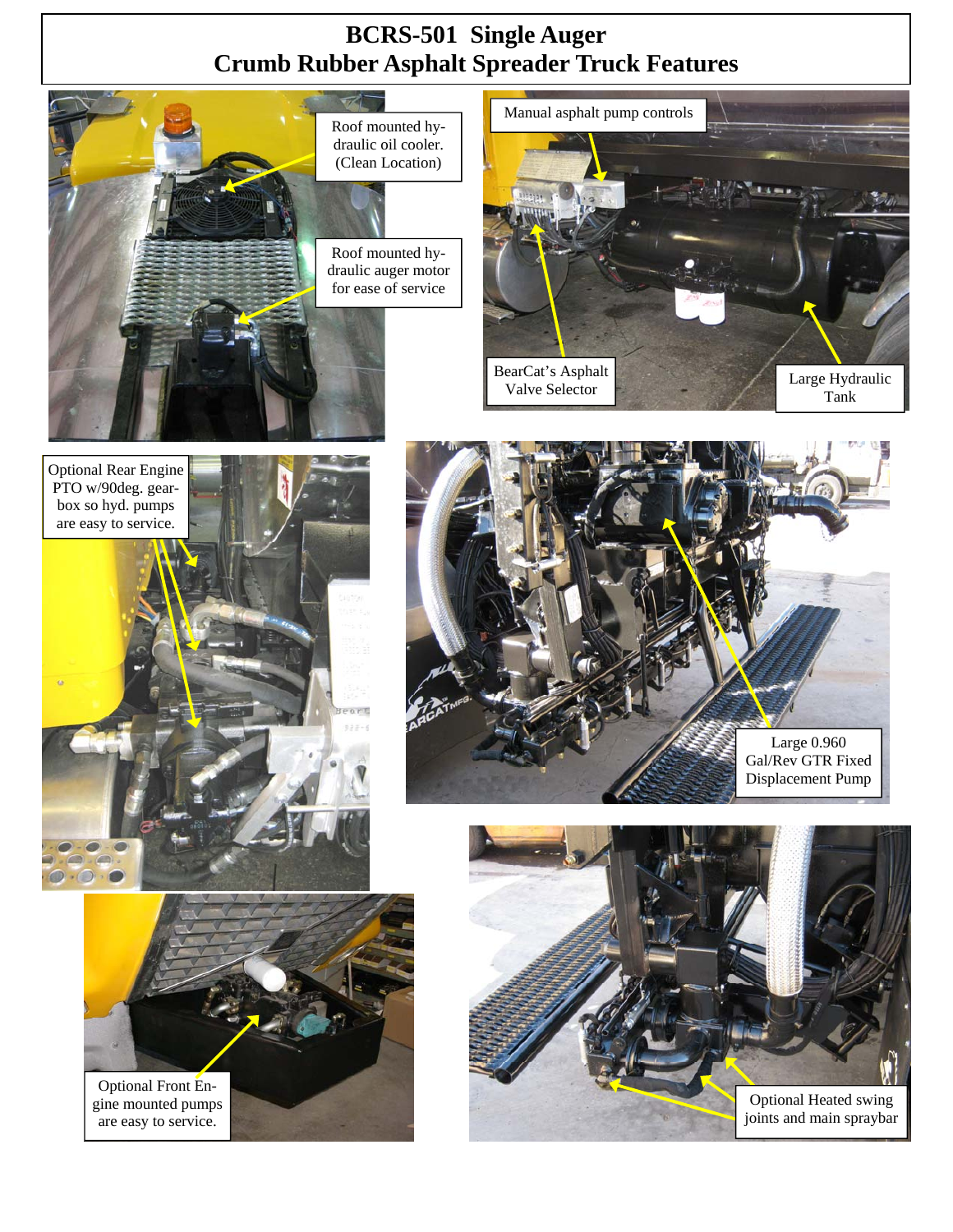# BCRS-501 Single Auger
# Crumb Rubber Asphalt Spreader Truck Features

Roof mounted hydraulic oil cooler. (Clean Location)

Roof mounted hydraulic auger motor for ease of service

Manual asphalt pump controls

BearCat's Asphalt Valve Selector

Large Hydraulic Tank

Optional Rear Engine PTO w/90deg. gearbox so hyd. pumps are easy to service.

Large 0.960 Gal/Rev GTR Fixed Displacement Pump

Optional Front Engine mounted pumps are easy to service.

Optional Heated swing joints and main spraybar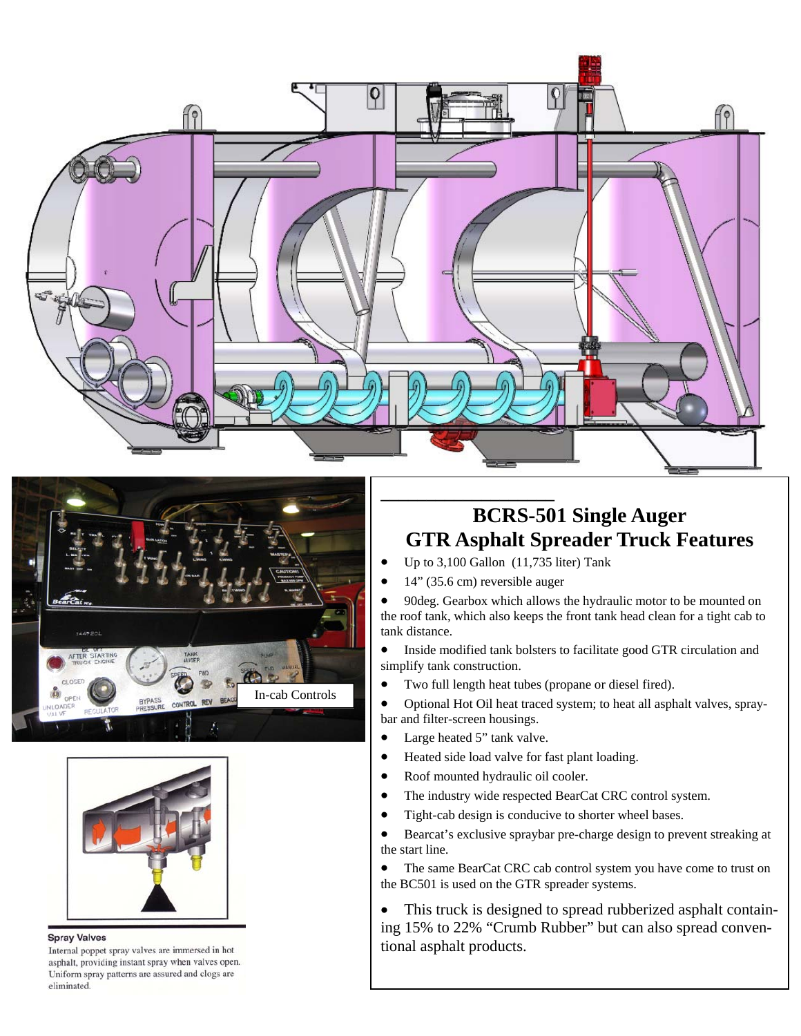In-cab Controls

**Spray Valves**

Internal poppet spray valves are immersed in hot asphalt, providing instant spray when valves open. Uniform spray patterns are assured and clogs are eliminated.

## BCRS-501 Single Auger GTR Asphalt Spreader Truck Features

- Up to 3,100 Gallon (11,735 liter) Tank
- 14" (35.6 cm) reversible auger
- 90deg. Gearbox which allows the hydraulic motor to be mounted on the roof tank, which also keeps the front tank head clean for a tight cab to tank distance.
- Inside modified tank bolsters to facilitate good GTR circulation and simplify tank construction.
- Two full length heat tubes (propane or diesel fired).
- Optional Hot Oil heat traced system; to heat all asphalt valves, spray-bar and filter-screen housings.
- Large heated 5" tank valve.
- Heated side load valve for fast plant loading.
- Roof mounted hydraulic oil cooler.
- The industry wide respected BearCat CRC control system.
- Tight-cab design is conducive to shorter wheel bases.
- Bearcat's exclusive spraybar pre-charge design to prevent streaking at the start line.
- The same BearCat CRC cab control system you have come to trust on the BC501 is used on the GTR spreader systems.
- This truck is designed to spread rubberized asphalt containing 15% to 22% "Crumb Rubber" but can also spread conventional asphalt products.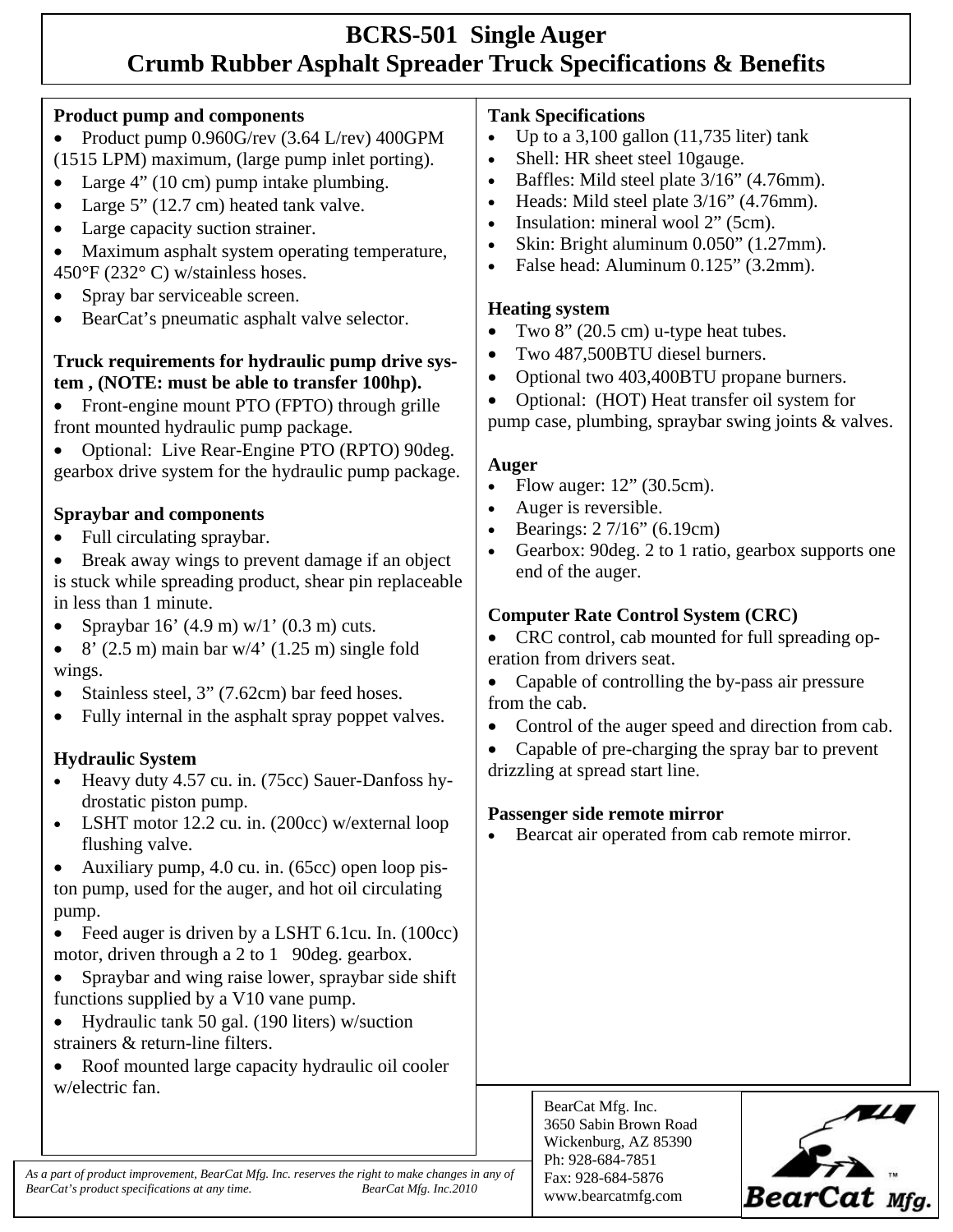# BCRS-501 Single Auger
# Crumb Rubber Asphalt Spreader Truck Specifications & Benefits

**Product pump and components**

- Product pump 0.960G/rev (3.64 L/rev) 400GPM (1515 LPM) maximum, (large pump inlet porting).
- Large 4” (10 cm) pump intake plumbing.
- Large 5” (12.7 cm) heated tank valve.
- Large capacity suction strainer.
- Maximum asphalt system operating temperature, 450°F (232° C) w/stainless hoses.
- Spray bar serviceable screen.
- BearCat’s pneumatic asphalt valve selector.

**Truck requirements for hydraulic pump drive system , (NOTE: must be able to transfer 100hp).**

- Front-engine mount PTO (FPTO) through grille front mounted hydraulic pump package.
- Optional: Live Rear-Engine PTO (RPTO) 90deg. gearbox drive system for the hydraulic pump package.

**Spraybar and components**

- Full circulating spraybar.
- Break away wings to prevent damage if an object is stuck while spreading product, shear pin replaceable in less than 1 minute.
- Spraybar 16’ (4.9 m) w/1’ (0.3 m) cuts.
- 8’ (2.5 m) main bar w/4’ (1.25 m) single fold wings.
- Stainless steel, 3” (7.62cm) bar feed hoses.
- Fully internal in the asphalt spray poppet valves.

**Hydraulic System**

- Heavy duty 4.57 cu. in. (75cc) Sauer-Danfoss hydrostatic piston pump.
- LSHT motor 12.2 cu. in. (200cc) w/external loop flushing valve.
- Auxiliary pump, 4.0 cu. in. (65cc) open loop piston pump, used for the auger, and hot oil circulating pump.
- Feed auger is driven by a LSHT 6.1cu. In. (100cc) motor, driven through a 2 to 1 90deg. gearbox.
- Spraybar and wing raise lower, spraybar side shift functions supplied by a V10 vane pump.
- Hydraulic tank 50 gal. (190 liters) w/suction strainers & return-line filters.
- Roof mounted large capacity hydraulic oil cooler w/electric fan.

**Tank Specifications**

- Up to a 3,100 gallon (11,735 liter) tank
- Shell: HR sheet steel 10gauge.
- Baffles: Mild steel plate 3/16” (4.76mm).
- Heads: Mild steel plate 3/16” (4.76mm).
- Insulation: mineral wool 2” (5cm).
- Skin: Bright aluminum 0.050” (1.27mm).
- False head: Aluminum 0.125” (3.2mm).

**Heating system**

- Two 8” (20.5 cm) u-type heat tubes.
- Two 487,500BTU diesel burners.
- Optional two 403,400BTU propane burners.
- Optional: (HOT) Heat transfer oil system for pump case, plumbing, spraybar swing joints & valves.

**Auger**

- Flow auger: 12” (30.5cm).
- Auger is reversible.
- Bearings: 2 7/16” (6.19cm)
- Gearbox: 90deg. 2 to 1 ratio, gearbox supports one end of the auger.

**Computer Rate Control System (CRC)**

- CRC control, cab mounted for full spreading operation from drivers seat.
- Capable of controlling the by-pass air pressure from the cab.
- Control of the auger speed and direction from cab.
- Capable of pre-charging the spray bar to prevent drizzling at spread start line.

**Passenger side remote mirror**

- Bearcat air operated from cab remote mirror.

*As a part of product improvement, BearCat Mfg. Inc. reserves the right to make changes in any of BearCat’s product specifications at any time.* *BearCat Mfg. Inc.2010*

BearCat Mfg. Inc.
3650 Sabin Brown Road
Wickenburg, AZ 85390
Ph: 928-684-7851
Fax: 928-684-5876
www.bearcatmfg.com

BearCat Mfg.